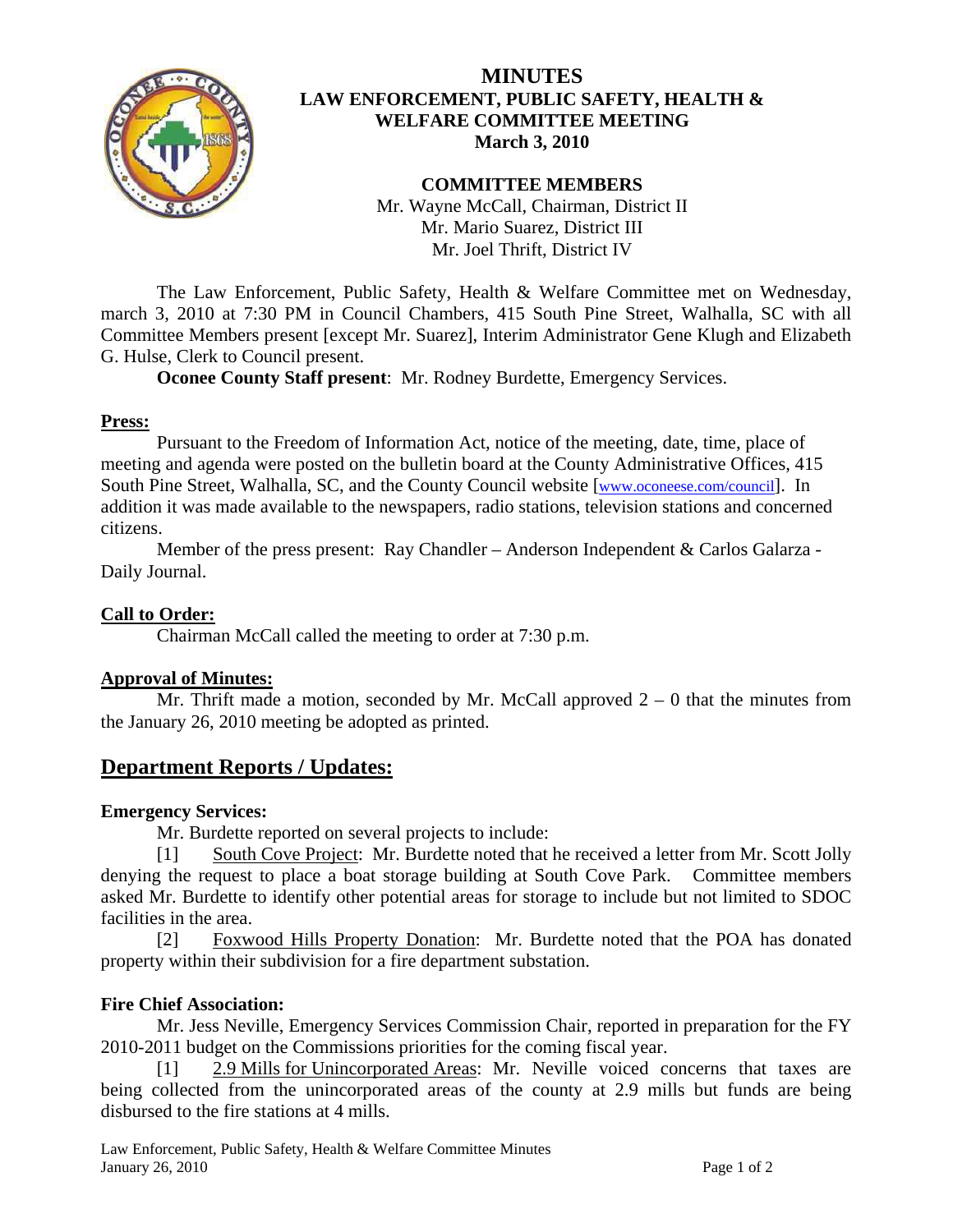# MINUTES
## LAW ENFORCEMENT, PUBLIC SAFETY, HEALTH & WELFARE COMMITTEE MEETING
### March 3, 2010

**COMMITTEE MEMBERS**

Mr. Wayne McCall, Chairman, District II
Mr. Mario Suarez, District III
Mr. Joel Thrift, District IV

The Law Enforcement, Public Safety, Health & Welfare Committee met on Wednesday, march 3, 2010 at 7:30 PM in Council Chambers, 415 South Pine Street, Walhalla, SC with all Committee Members present [except Mr. Suarez], Interim Administrator Gene Klugh and Elizabeth G. Hulse, Clerk to Council present.

**Oconee County Staff present**: Mr. Rodney Burdette, Emergency Services.

**Press:**

Pursuant to the Freedom of Information Act, notice of the meeting, date, time, place of meeting and agenda were posted on the bulletin board at the County Administrative Offices, 415 South Pine Street, Walhalla, SC, and the County Council website [www.oconeese.com/council]. In addition it was made available to the newspapers, radio stations, television stations and concerned citizens.

Member of the press present: Ray Chandler – Anderson Independent & Carlos Galarza - Daily Journal.

**Call to Order:**

Chairman McCall called the meeting to order at 7:30 p.m.

**Approval of Minutes:**

Mr. Thrift made a motion, seconded by Mr. McCall approved 2 – 0 that the minutes from the January 26, 2010 meeting be adopted as printed.

## Department Reports / Updates:

**Emergency Services:**

Mr. Burdette reported on several projects to include:

[1] South Cove Project: Mr. Burdette noted that he received a letter from Mr. Scott Jolly denying the request to place a boat storage building at South Cove Park. Committee members asked Mr. Burdette to identify other potential areas for storage to include but not limited to SDOC facilities in the area.

[2] Foxwood Hills Property Donation: Mr. Burdette noted that the POA has donated property within their subdivision for a fire department substation.

**Fire Chief Association:**

Mr. Jess Neville, Emergency Services Commission Chair, reported in preparation for the FY 2010-2011 budget on the Commissions priorities for the coming fiscal year.

[1] 2.9 Mills for Unincorporated Areas: Mr. Neville voiced concerns that taxes are being collected from the unincorporated areas of the county at 2.9 mills but funds are being disbursed to the fire stations at 4 mills.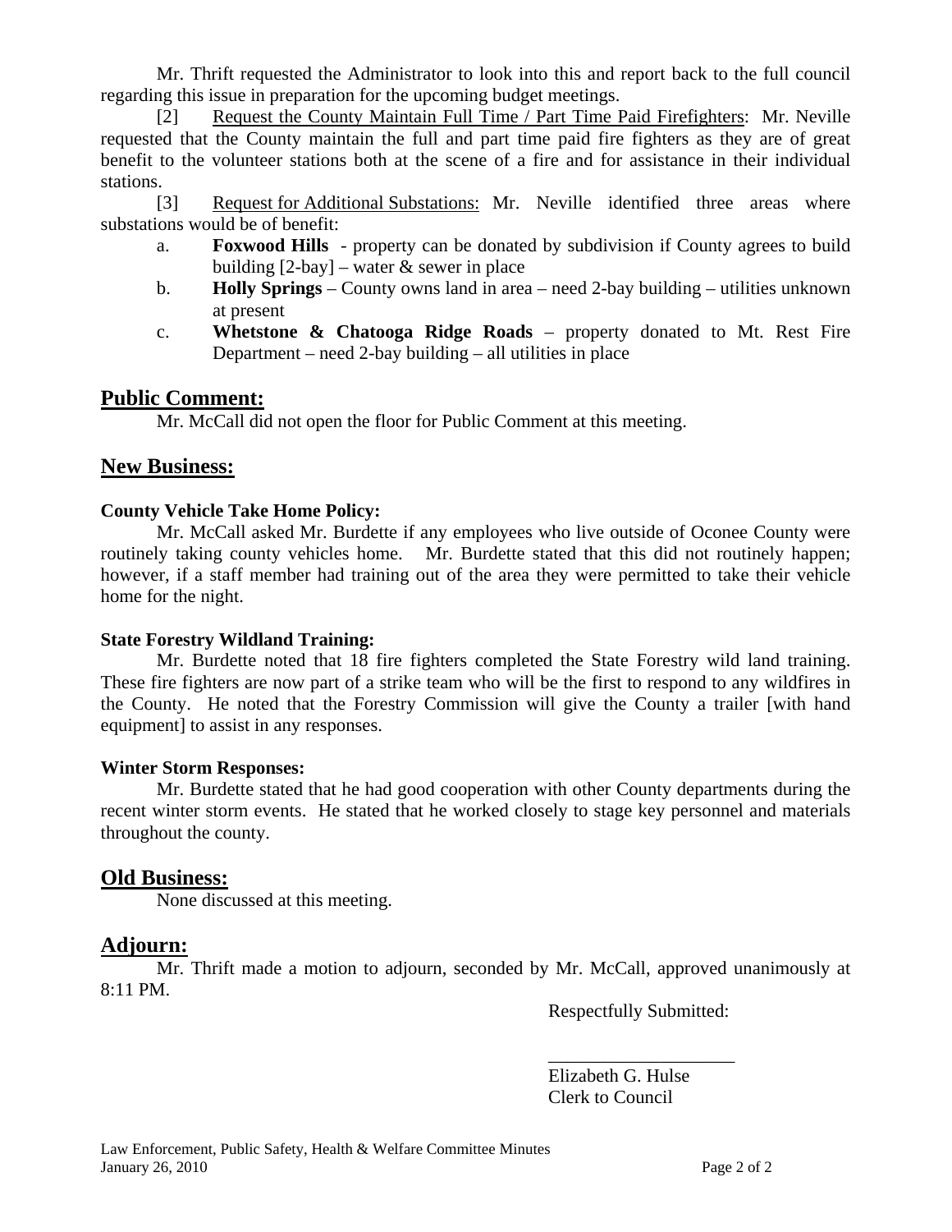Mr. Thrift requested the Administrator to look into this and report back to the full council regarding this issue in preparation for the upcoming budget meetings.

[2] Request the County Maintain Full Time / Part Time Paid Firefighters: Mr. Neville requested that the County maintain the full and part time paid fire fighters as they are of great benefit to the volunteer stations both at the scene of a fire and for assistance in their individual stations.

[3] Request for Additional Substations: Mr. Neville identified three areas where substations would be of benefit:

a. **Foxwood Hills** - property can be donated by subdivision if County agrees to build building [2-bay] – water & sewer in place

b. **Holly Springs** – County owns land in area – need 2-bay building – utilities unknown at present

c. **Whetstone & Chatooga Ridge Roads** – property donated to Mt. Rest Fire Department – need 2-bay building – all utilities in place

## Public Comment:

Mr. McCall did not open the floor for Public Comment at this meeting.

## New Business:

**County Vehicle Take Home Policy:**

Mr. McCall asked Mr. Burdette if any employees who live outside of Oconee County were routinely taking county vehicles home. Mr. Burdette stated that this did not routinely happen; however, if a staff member had training out of the area they were permitted to take their vehicle home for the night.

**State Forestry Wildland Training:**

Mr. Burdette noted that 18 fire fighters completed the State Forestry wild land training. These fire fighters are now part of a strike team who will be the first to respond to any wildfires in the County. He noted that the Forestry Commission will give the County a trailer [with hand equipment] to assist in any responses.

**Winter Storm Responses:**

Mr. Burdette stated that he had good cooperation with other County departments during the recent winter storm events. He stated that he worked closely to stage key personnel and materials throughout the county.

## Old Business:

None discussed at this meeting.

## Adjourn:

Mr. Thrift made a motion to adjourn, seconded by Mr. McCall, approved unanimously at 8:11 PM.

Respectfully Submitted:

____________________

Elizabeth G. Hulse
Clerk to Council